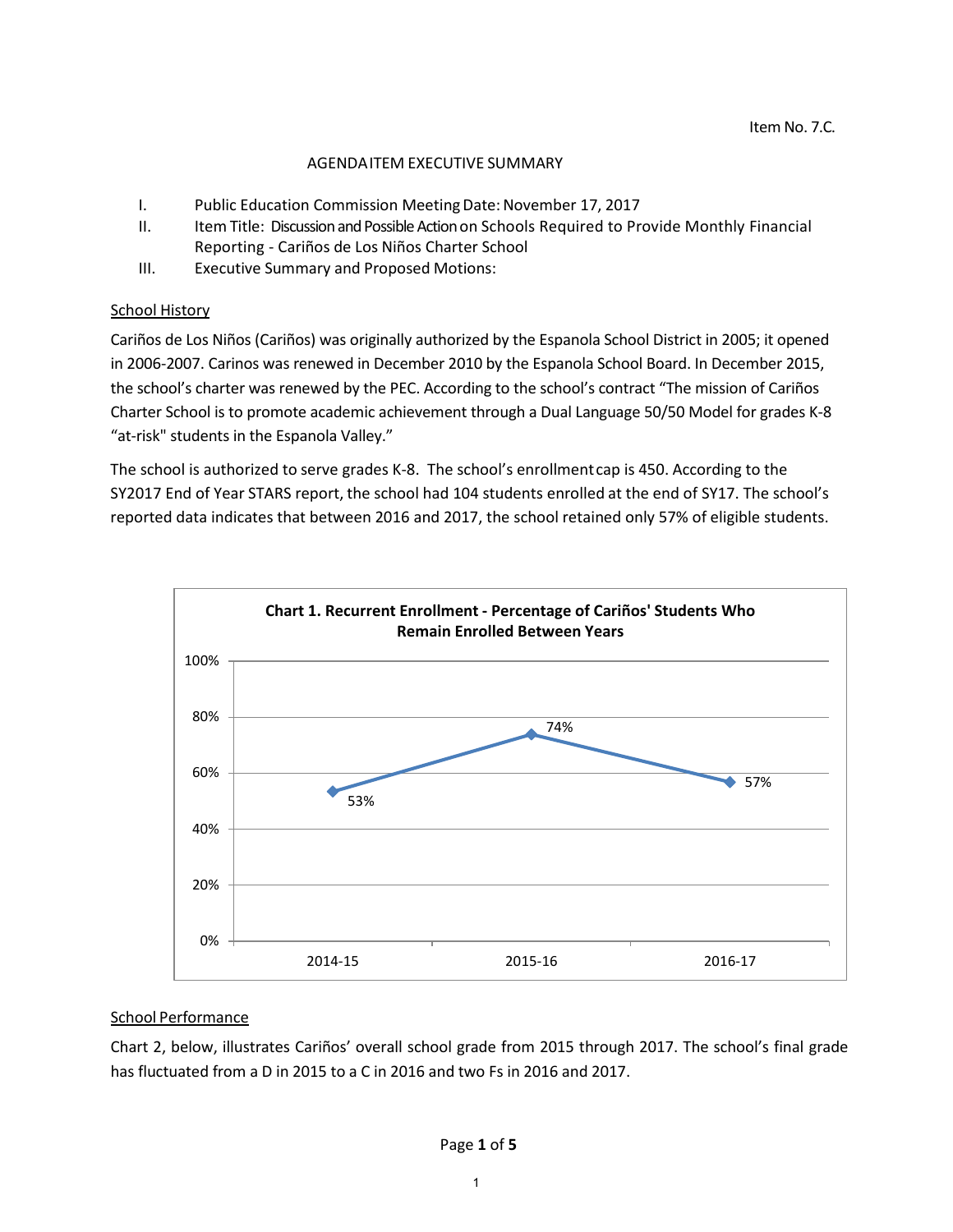Item No. 7.C.

AGENDA ITEM EXECUTIVE SUMMARY

I. Public Education Commission Meeting Date: November 17, 2017

II. Item Title: Discussion and Possible Action on Schools Required to Provide Monthly Financial Reporting - Cariños de Los Niños Charter School

III. Executive Summary and Proposed Motions:

<u>School History</u>

Cariños de Los Niños (Cariños) was originally authorized by the Espanola School District in 2005; it opened in 2006-2007. Carinos was renewed in December 2010 by the Espanola School Board. In December 2015, the school's charter was renewed by the PEC. According to the school's contract "The mission of Cariños Charter School is to promote academic achievement through a Dual Language 50/50 Model for grades K-8 "at-risk" students in the Espanola Valley."

The school is authorized to serve grades K-8. The school's enrollment cap is 450. According to the SY2017 End of Year STARS report, the school had 104 students enrolled at the end of SY17. The school's reported data indicates that between 2016 and 2017, the school retained only 57% of eligible students.

**Chart 1. Recurrent Enrollment - Percentage of Cariños' Students Who Remain Enrolled Between Years**

| Year | Percentage |
|---|---|
| 2014-15 | 53% |
| 2015-16 | 74% |
| 2016-17 | 57% |

<u>School Performance</u>

Chart 2, below, illustrates Cariños' overall school grade from 2015 through 2017. The school's final grade has fluctuated from a D in 2015 to a C in 2016 and two Fs in 2016 and 2017.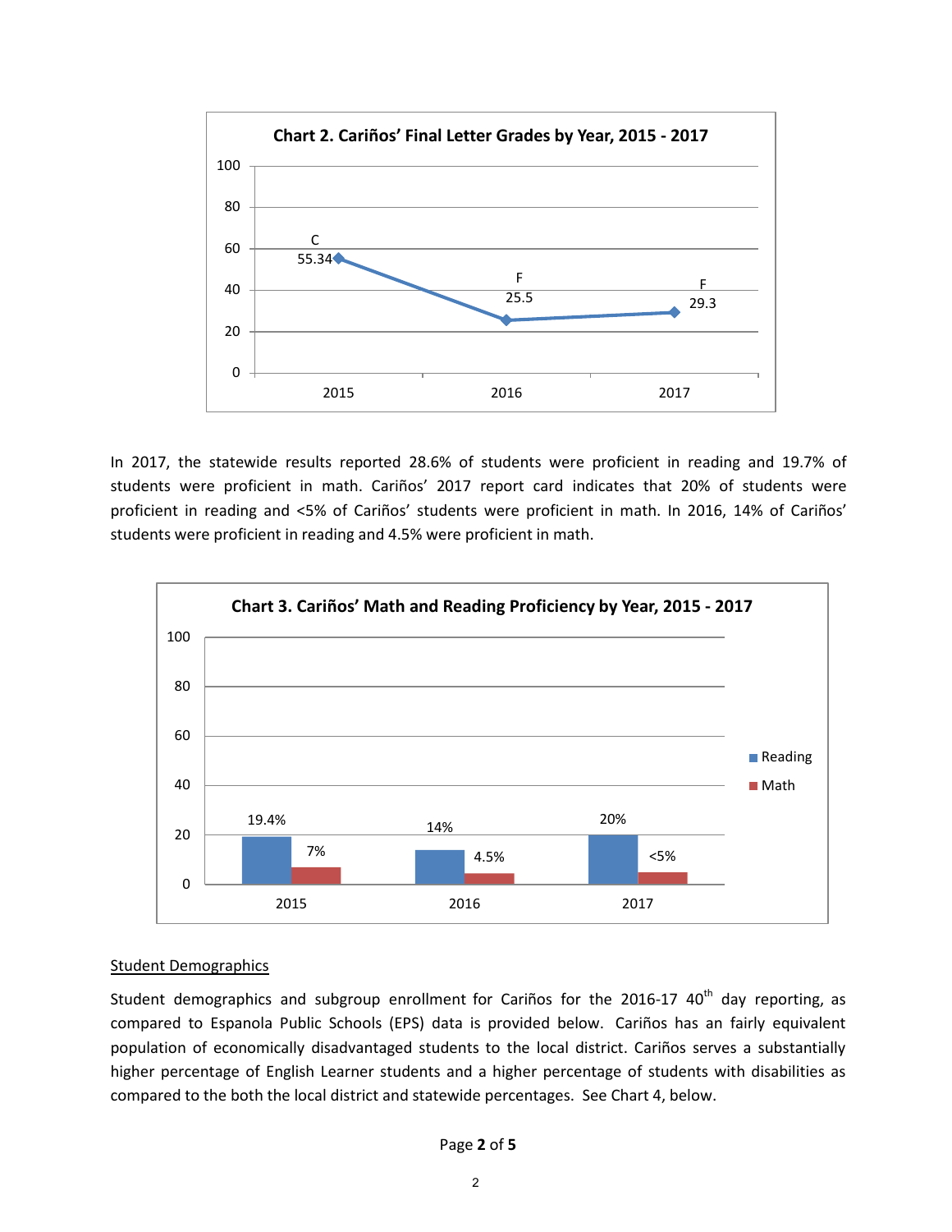**Chart 2. Cariños' Final Letter Grades by Year, 2015 - 2017**

| Year | Letter Grade | Score |
|---|---|---|
| 2015 | C | 55.34 |
| 2016 | F | 25.5 |
| 2017 | F | 29.3 |

In 2017, the statewide results reported 28.6% of students were proficient in reading and 19.7% of students were proficient in math. Cariños' 2017 report card indicates that 20% of students were proficient in reading and <5% of Cariños' students were proficient in math. In 2016, 14% of Cariños' students were proficient in reading and 4.5% were proficient in math.

**Chart 3. Cariños' Math and Reading Proficiency by Year, 2015 - 2017**

| Year | Reading | Math |
|---|---|---|
| 2015 | 19.4% | 7% |
| 2016 | 14% | 4.5% |
| 2017 | 20% | <5% |

<u>Student Demographics</u>

Student demographics and subgroup enrollment for Cariños for the 2016-17 40th day reporting, as compared to Espanola Public Schools (EPS) data is provided below. Cariños has an fairly equivalent population of economically disadvantaged students to the local district. Cariños serves a substantially higher percentage of English Learner students and a higher percentage of students with disabilities as compared to the both the local district and statewide percentages. See Chart 4, below.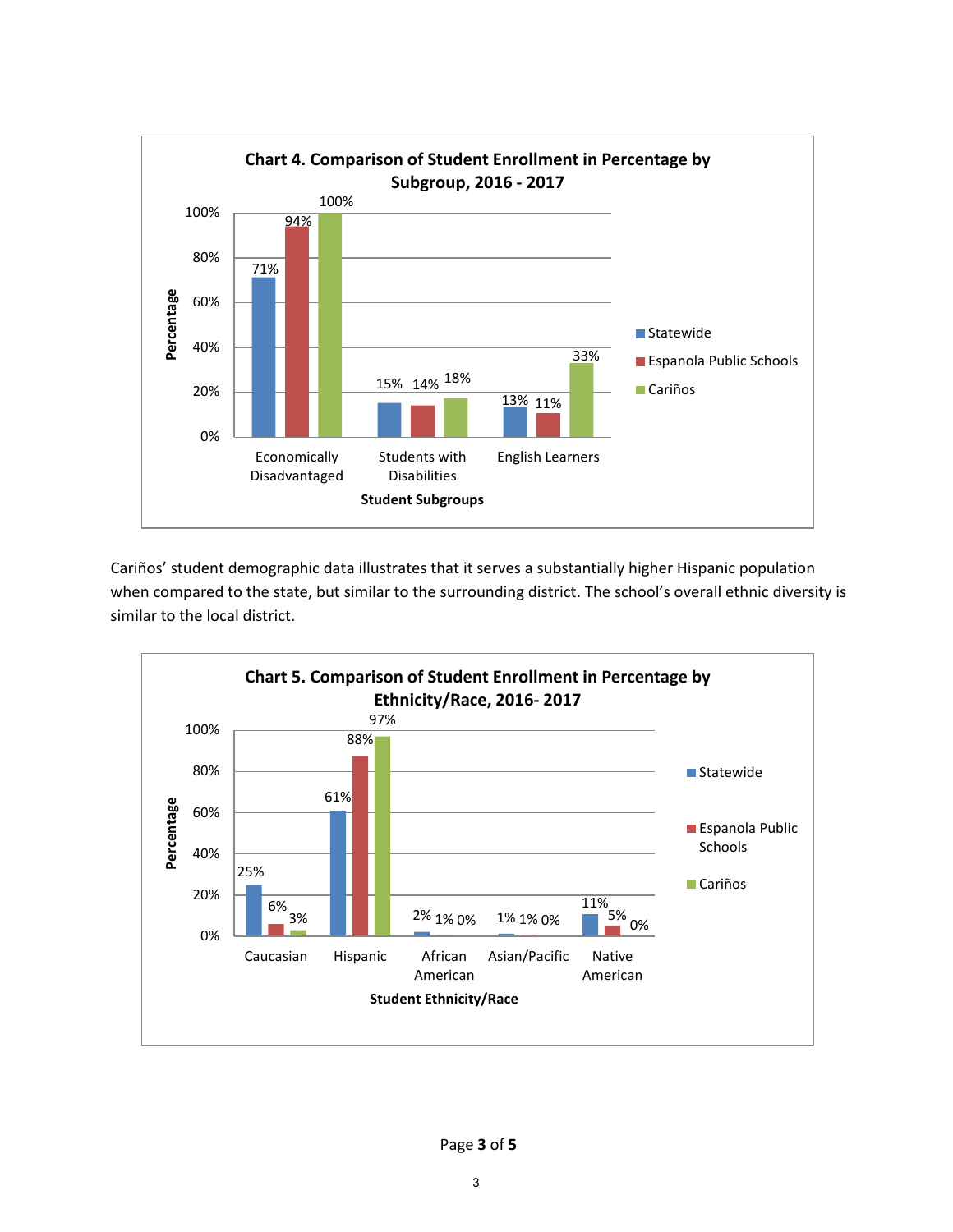**Chart 4. Comparison of Student Enrollment in Percentage by Subgroup, 2016 - 2017**

| Student Subgroups | Statewide | Espanola Public Schools | Cariños |
|---|---|---|---|
| Economically Disadvantaged | 71% | 94% | 100% |
| Students with Disabilities | 15% | 14% | 18% |
| English Learners | 13% | 11% | 33% |

Cariños' student demographic data illustrates that it serves a substantially higher Hispanic population when compared to the state, but similar to the surrounding district. The school's overall ethnic diversity is similar to the local district.

**Chart 5. Comparison of Student Enrollment in Percentage by Ethnicity/Race, 2016- 2017**

| Student Ethnicity/Race | Statewide | Espanola Public Schools | Cariños |
|---|---|---|---|
| Caucasian | 25% | 6% | 3% |
| Hispanic | 61% | 88% | 97% |
| African American | 2% | 1% | 0% |
| Asian/Pacific | 1% | 1% | 0% |
| Native American | 11% | 5% | 0% |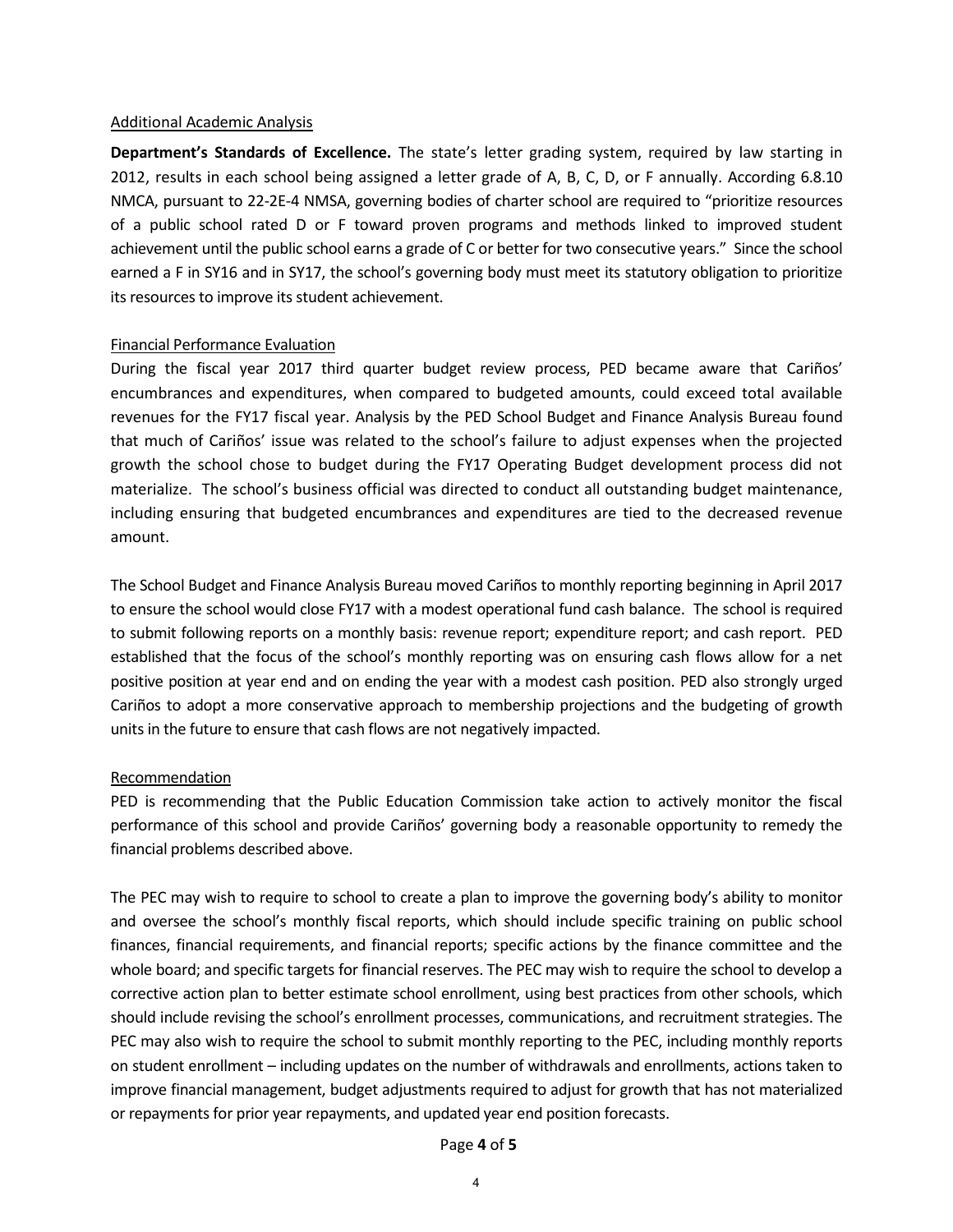## Additional Academic Analysis

**Department's Standards of Excellence.** The state's letter grading system, required by law starting in 2012, results in each school being assigned a letter grade of A, B, C, D, or F annually. According 6.8.10 NMCA, pursuant to 22-2E-4 NMSA, governing bodies of charter school are required to "prioritize resources of a public school rated D or F toward proven programs and methods linked to improved student achievement until the public school earns a grade of C or better for two consecutive years." Since the school earned a F in SY16 and in SY17, the school's governing body must meet its statutory obligation to prioritize its resources to improve its student achievement.

## Financial Performance Evaluation

During the fiscal year 2017 third quarter budget review process, PED became aware that Cariños' encumbrances and expenditures, when compared to budgeted amounts, could exceed total available revenues for the FY17 fiscal year. Analysis by the PED School Budget and Finance Analysis Bureau found that much of Cariños' issue was related to the school's failure to adjust expenses when the projected growth the school chose to budget during the FY17 Operating Budget development process did not materialize. The school's business official was directed to conduct all outstanding budget maintenance, including ensuring that budgeted encumbrances and expenditures are tied to the decreased revenue amount.

The School Budget and Finance Analysis Bureau moved Cariños to monthly reporting beginning in April 2017 to ensure the school would close FY17 with a modest operational fund cash balance. The school is required to submit following reports on a monthly basis: revenue report; expenditure report; and cash report. PED established that the focus of the school's monthly reporting was on ensuring cash flows allow for a net positive position at year end and on ending the year with a modest cash position. PED also strongly urged Cariños to adopt a more conservative approach to membership projections and the budgeting of growth units in the future to ensure that cash flows are not negatively impacted.

## Recommendation

PED is recommending that the Public Education Commission take action to actively monitor the fiscal performance of this school and provide Cariños' governing body a reasonable opportunity to remedy the financial problems described above.

The PEC may wish to require to school to create a plan to improve the governing body's ability to monitor and oversee the school's monthly fiscal reports, which should include specific training on public school finances, financial requirements, and financial reports; specific actions by the finance committee and the whole board; and specific targets for financial reserves. The PEC may wish to require the school to develop a corrective action plan to better estimate school enrollment, using best practices from other schools, which should include revising the school's enrollment processes, communications, and recruitment strategies. The PEC may also wish to require the school to submit monthly reporting to the PEC, including monthly reports on student enrollment – including updates on the number of withdrawals and enrollments, actions taken to improve financial management, budget adjustments required to adjust for growth that has not materialized or repayments for prior year repayments, and updated year end position forecasts.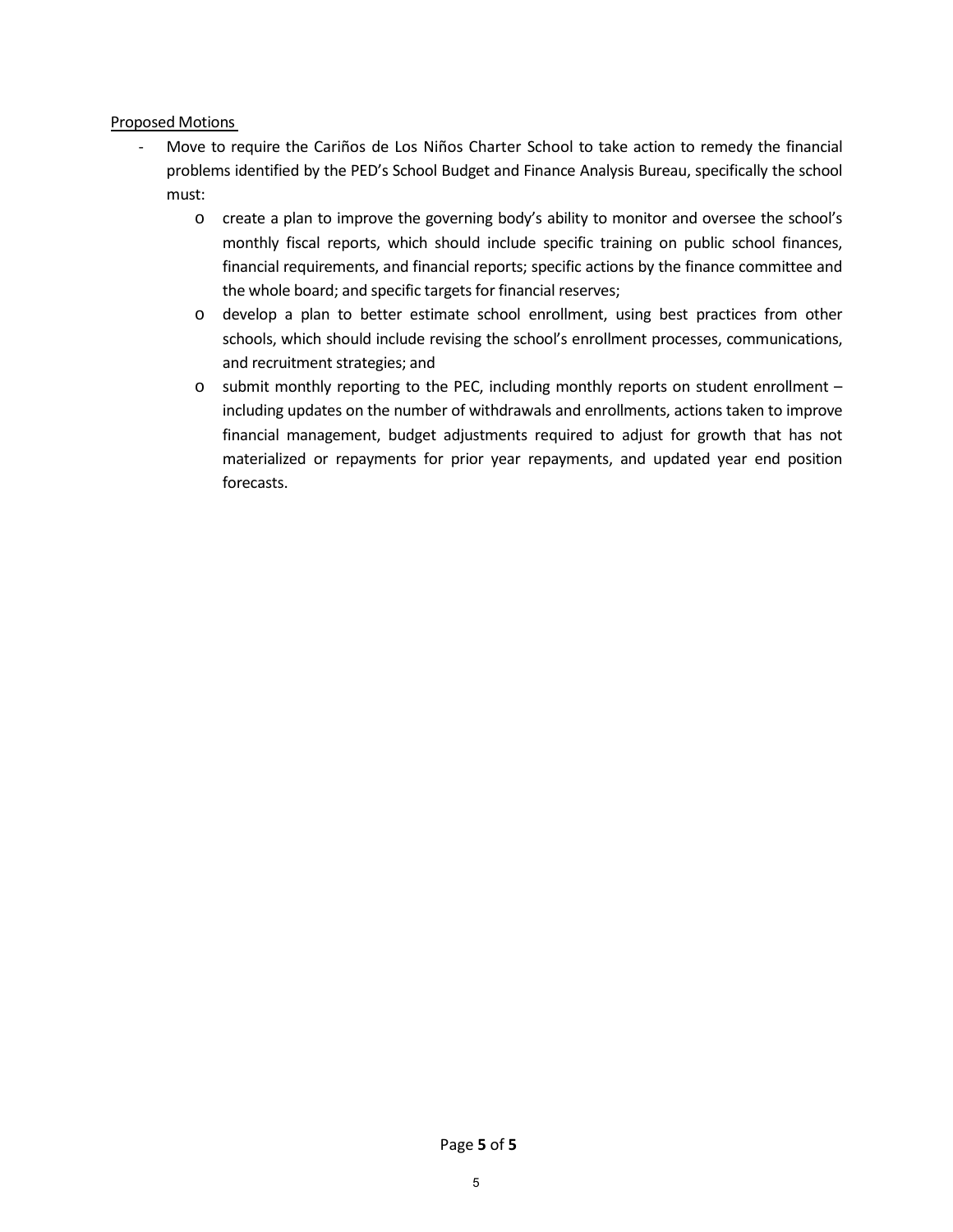Proposed Motions

- Move to require the Cariños de Los Niños Charter School to take action to remedy the financial problems identified by the PED's School Budget and Finance Analysis Bureau, specifically the school must:
    - create a plan to improve the governing body's ability to monitor and oversee the school's monthly fiscal reports, which should include specific training on public school finances, financial requirements, and financial reports; specific actions by the finance committee and the whole board; and specific targets for financial reserves;
    - develop a plan to better estimate school enrollment, using best practices from other schools, which should include revising the school's enrollment processes, communications, and recruitment strategies; and
    - submit monthly reporting to the PEC, including monthly reports on student enrollment – including updates on the number of withdrawals and enrollments, actions taken to improve financial management, budget adjustments required to adjust for growth that has not materialized or repayments for prior year repayments, and updated year end position forecasts.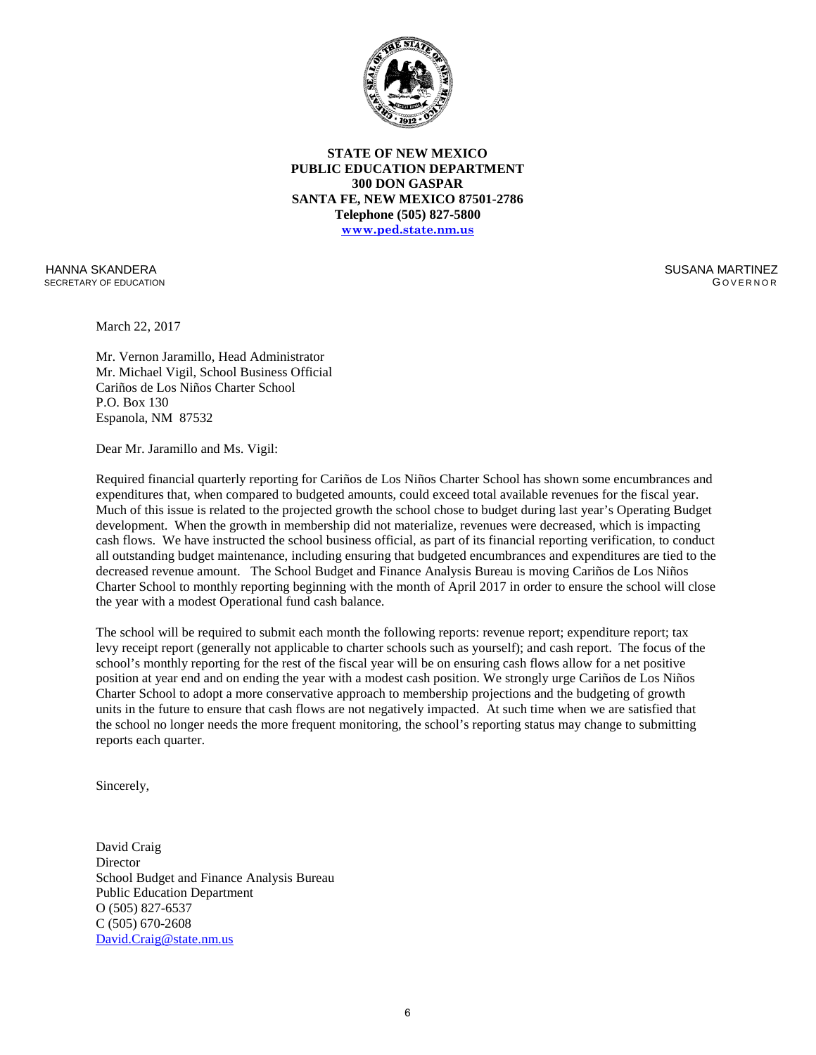**STATE OF NEW MEXICO**
**PUBLIC EDUCATION DEPARTMENT**
**300 DON GASPAR**
**SANTA FE, NEW MEXICO 87501-2786**
**Telephone (505) 827-5800**
**www.ped.state.nm.us**

HANNA SKANDERA
SECRETARY OF EDUCATION

SUSANA MARTINEZ
GOVERNOR

March 22, 2017

Mr. Vernon Jaramillo, Head Administrator
Mr. Michael Vigil, School Business Official
Cariños de Los Niños Charter School
P.O. Box 130
Espanola, NM 87532

Dear Mr. Jaramillo and Ms. Vigil:

Required financial quarterly reporting for Cariños de Los Niños Charter School has shown some encumbrances and expenditures that, when compared to budgeted amounts, could exceed total available revenues for the fiscal year. Much of this issue is related to the projected growth the school chose to budget during last year's Operating Budget development. When the growth in membership did not materialize, revenues were decreased, which is impacting cash flows. We have instructed the school business official, as part of its financial reporting verification, to conduct all outstanding budget maintenance, including ensuring that budgeted encumbrances and expenditures are tied to the decreased revenue amount. The School Budget and Finance Analysis Bureau is moving Cariños de Los Niños Charter School to monthly reporting beginning with the month of April 2017 in order to ensure the school will close the year with a modest Operational fund cash balance.

The school will be required to submit each month the following reports: revenue report; expenditure report; tax levy receipt report (generally not applicable to charter schools such as yourself); and cash report. The focus of the school's monthly reporting for the rest of the fiscal year will be on ensuring cash flows allow for a net positive position at year end and on ending the year with a modest cash position. We strongly urge Cariños de Los Niños Charter School to adopt a more conservative approach to membership projections and the budgeting of growth units in the future to ensure that cash flows are not negatively impacted. At such time when we are satisfied that the school no longer needs the more frequent monitoring, the school's reporting status may change to submitting reports each quarter.

Sincerely,

David Craig
Director
School Budget and Finance Analysis Bureau
Public Education Department
O (505) 827-6537
C (505) 670-2608
David.Craig@state.nm.us